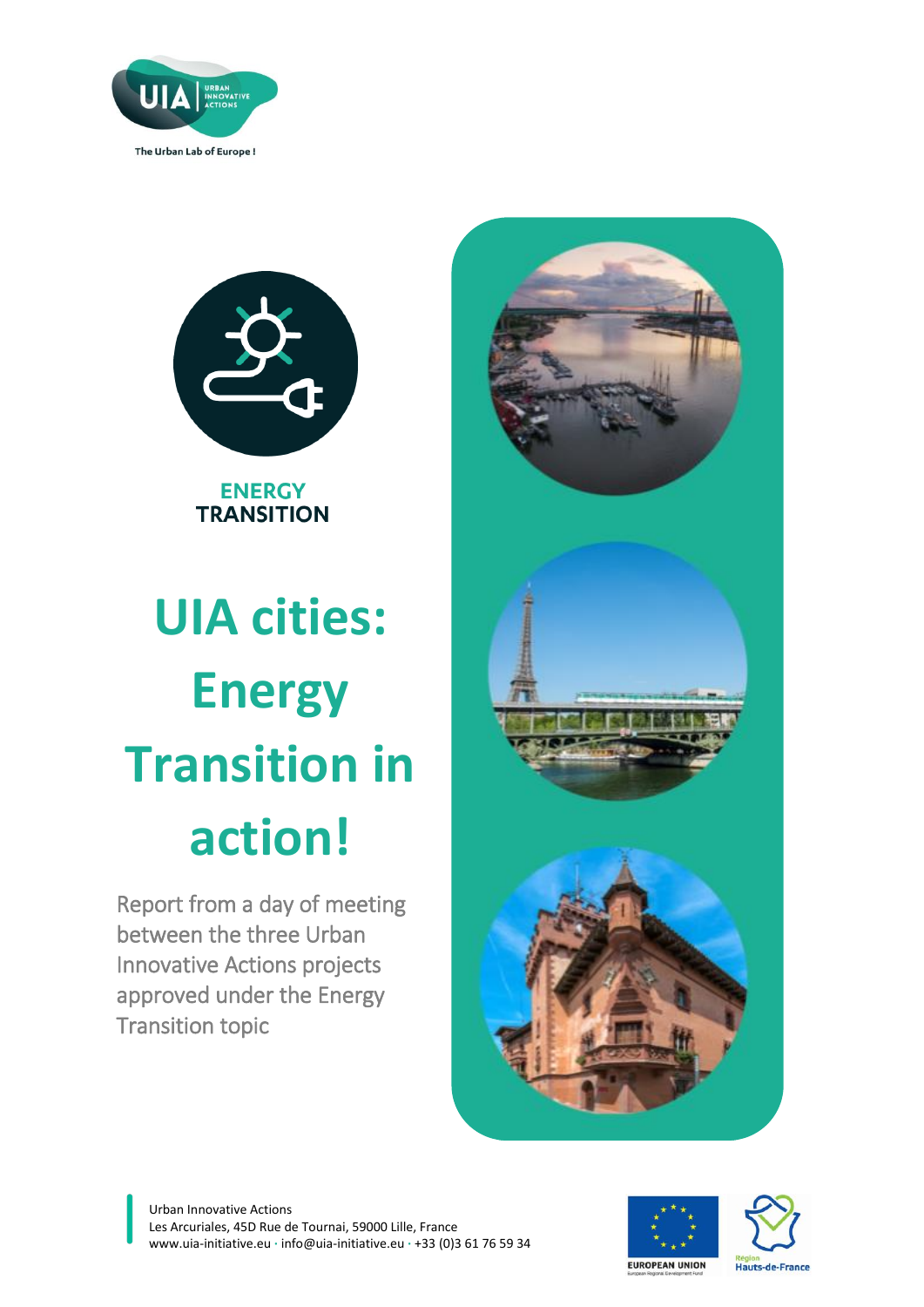UIA URBAN INNOVATIVE ACTIONS

The Urban Lab of Europe !

ENERGY TRANSITION

# UIA cities: Energy Transition in action!

Report from a day of meeting between the three Urban Innovative Actions projects approved under the Energy Transition topic

Urban Innovative Actions
Les Arcuriales, 45D Rue de Tournai, 59000 Lille, France
www.uia-initiative.eu · info@uia-initiative.eu · +33 (0)3 61 76 59 34

EUROPEAN UNION

Région Hauts-de-France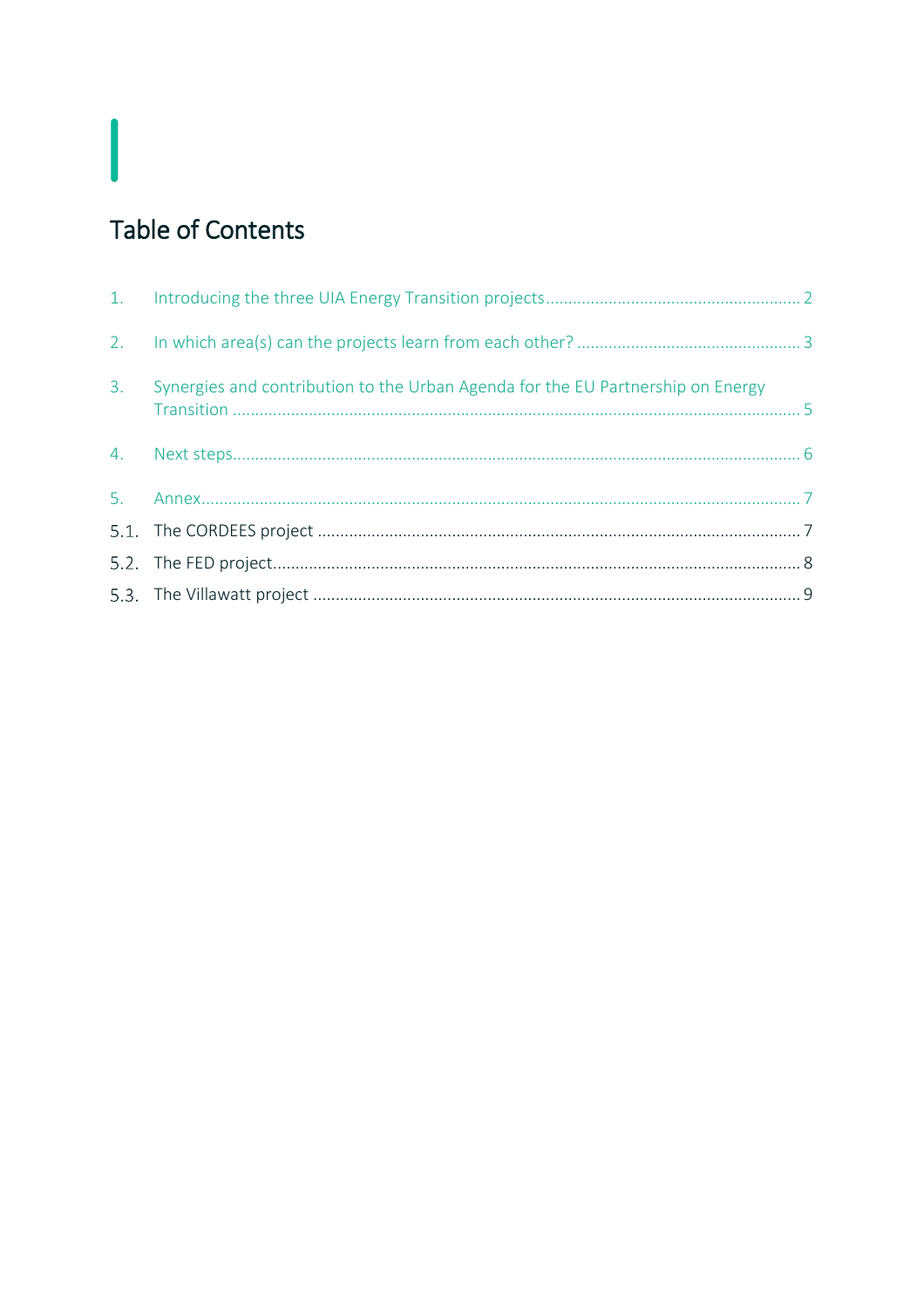## Table of Contents

1. Introducing the three UIA Energy Transition projects ........................................................ 2
2. In which area(s) can the projects learn from each other? ................................................. 3
3. Synergies and contribution to the Urban Agenda for the EU Partnership on Energy Transition ............................................................................................................................. 5
4. Next steps............................................................................................................................. 6
5. Annex.................................................................................................................................... 7

5.1. The CORDEES project .......................................................................................................... 7

5.2. The FED project.................................................................................................................... 8

5.3. The Villawatt project ........................................................................................................... 9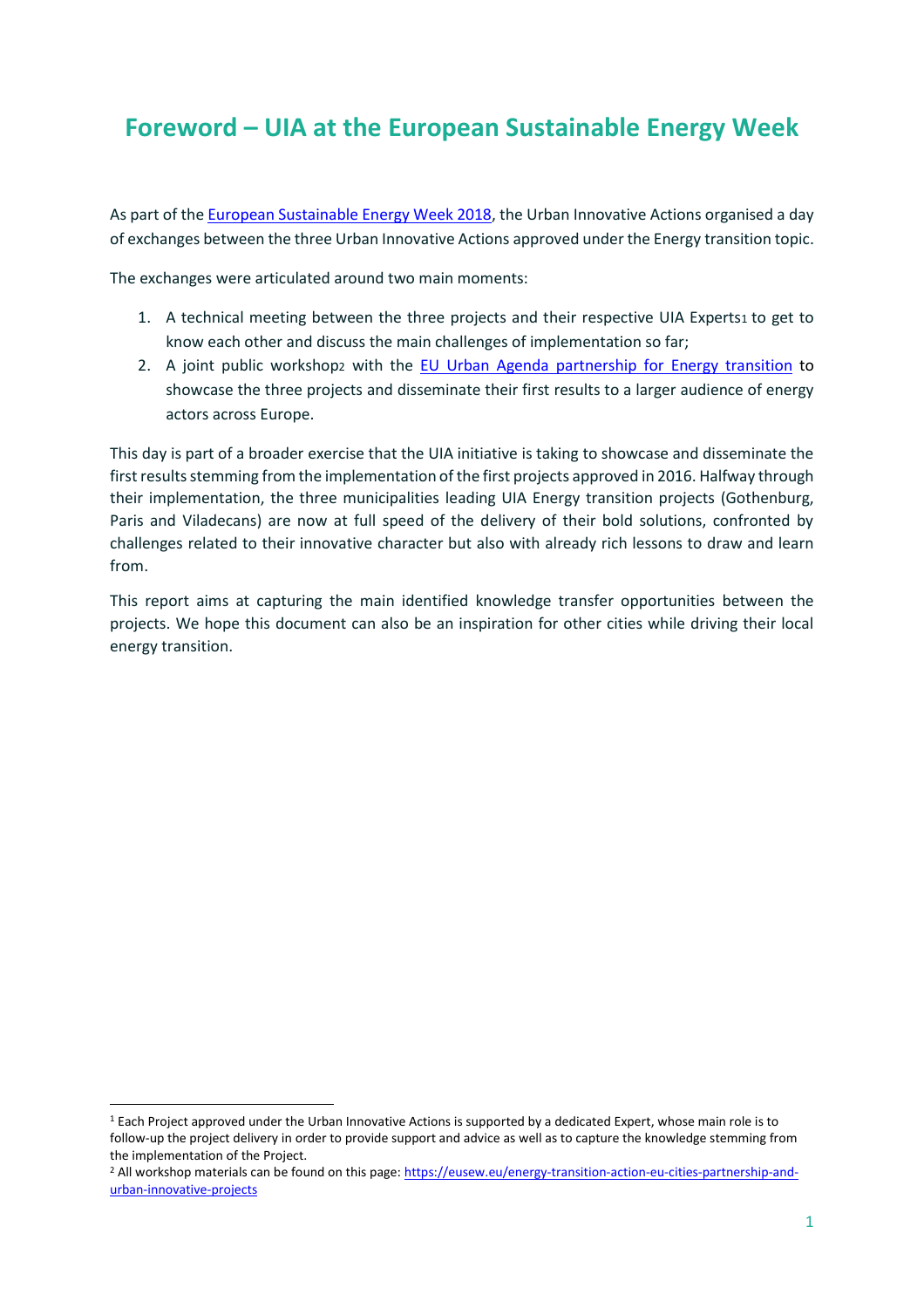# Foreword – UIA at the European Sustainable Energy Week

As part of the European Sustainable Energy Week 2018, the Urban Innovative Actions organised a day of exchanges between the three Urban Innovative Actions approved under the Energy transition topic.

The exchanges were articulated around two main moments:

1. A technical meeting between the three projects and their respective UIA Experts[1] to get to know each other and discuss the main challenges of implementation so far;
2. A joint public workshop[2] with the EU Urban Agenda partnership for Energy transition to showcase the three projects and disseminate their first results to a larger audience of energy actors across Europe.

This day is part of a broader exercise that the UIA initiative is taking to showcase and disseminate the first results stemming from the implementation of the first projects approved in 2016. Halfway through their implementation, the three municipalities leading UIA Energy transition projects (Gothenburg, Paris and Viladecans) are now at full speed of the delivery of their bold solutions, confronted by challenges related to their innovative character but also with already rich lessons to draw and learn from.

This report aims at capturing the main identified knowledge transfer opportunities between the projects. We hope this document can also be an inspiration for other cities while driving their local energy transition.

---

[1] Each Project approved under the Urban Innovative Actions is supported by a dedicated Expert, whose main role is to follow-up the project delivery in order to provide support and advice as well as to capture the knowledge stemming from the implementation of the Project.

[2] All workshop materials can be found on this page: https://eusew.eu/energy-transition-action-eu-cities-partnership-and-urban-innovative-projects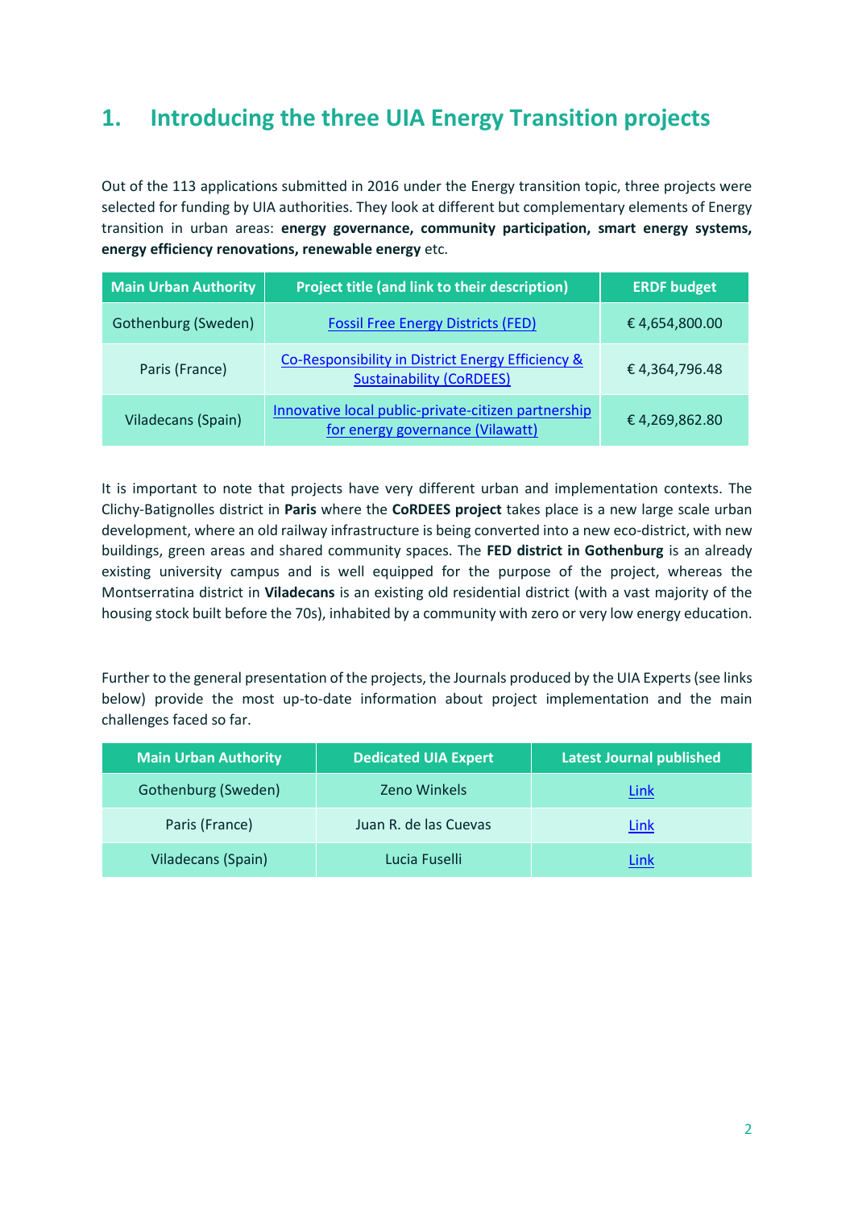# 1. Introducing the three UIA Energy Transition projects

Out of the 113 applications submitted in 2016 under the Energy transition topic, three projects were selected for funding by UIA authorities. They look at different but complementary elements of Energy transition in urban areas: **energy governance, community participation, smart energy systems, energy efficiency renovations, renewable energy** etc.

| Main Urban Authority | Project title (and link to their description) | ERDF budget |
|---|---|---|
| Gothenburg (Sweden) | Fossil Free Energy Districts (FED) | € 4,654,800.00 |
| Paris (France) | Co-Responsibility in District Energy Efficiency & Sustainability (CoRDEES) | € 4,364,796.48 |
| Viladecans (Spain) | Innovative local public-private-citizen partnership for energy governance (Vilawatt) | € 4,269,862.80 |

It is important to note that projects have very different urban and implementation contexts. The Clichy-Batignolles district in **Paris** where the **CoRDEES project** takes place is a new large scale urban development, where an old railway infrastructure is being converted into a new eco-district, with new buildings, green areas and shared community spaces. The **FED district in Gothenburg** is an already existing university campus and is well equipped for the purpose of the project, whereas the Montserratina district in **Viladecans** is an existing old residential district (with a vast majority of the housing stock built before the 70s), inhabited by a community with zero or very low energy education.

Further to the general presentation of the projects, the Journals produced by the UIA Experts (see links below) provide the most up-to-date information about project implementation and the main challenges faced so far.

| Main Urban Authority | Dedicated UIA Expert | Latest Journal published |
|---|---|---|
| Gothenburg (Sweden) | Zeno Winkels | Link |
| Paris (France) | Juan R. de las Cuevas | Link |
| Viladecans (Spain) | Lucia Fuselli | Link |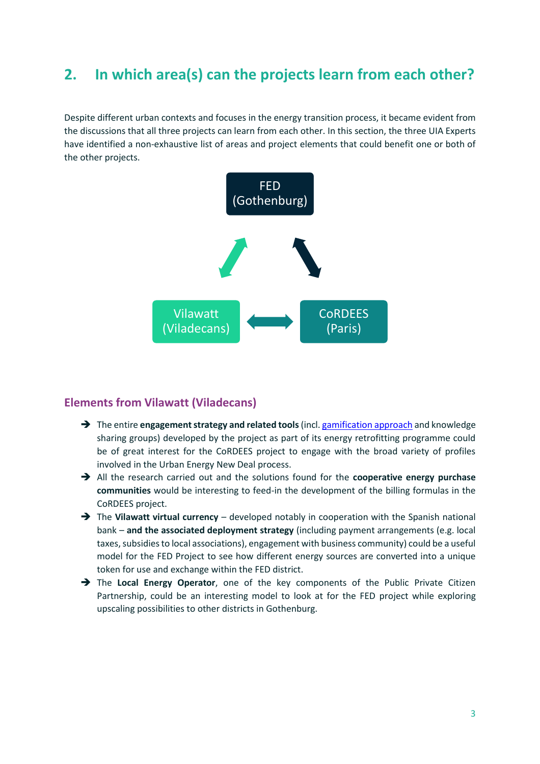## 2. In which area(s) can the projects learn from each other?

Despite different urban contexts and focuses in the energy transition process, it became evident from the discussions that all three projects can learn from each other. In this section, the three UIA Experts have identified a non-exhaustive list of areas and project elements that could benefit one or both of the other projects.

FED (Gothenburg)

Vilawatt (Viladecans)

CoRDEES (Paris)

### Elements from Vilawatt (Viladecans)

- The entire **engagement strategy and related tools** (incl. gamification approach and knowledge sharing groups) developed by the project as part of its energy retrofitting programme could be of great interest for the CoRDEES project to engage with the broad variety of profiles involved in the Urban Energy New Deal process.
- All the research carried out and the solutions found for the **cooperative energy purchase communities** would be interesting to feed-in the development of the billing formulas in the CoRDEES project.
- The **Vilawatt virtual currency** – developed notably in cooperation with the Spanish national bank – **and the associated deployment strategy** (including payment arrangements (e.g. local taxes, subsidies to local associations), engagement with business community) could be a useful model for the FED Project to see how different energy sources are converted into a unique token for use and exchange within the FED district.
- The **Local Energy Operator**, one of the key components of the Public Private Citizen Partnership, could be an interesting model to look at for the FED project while exploring upscaling possibilities to other districts in Gothenburg.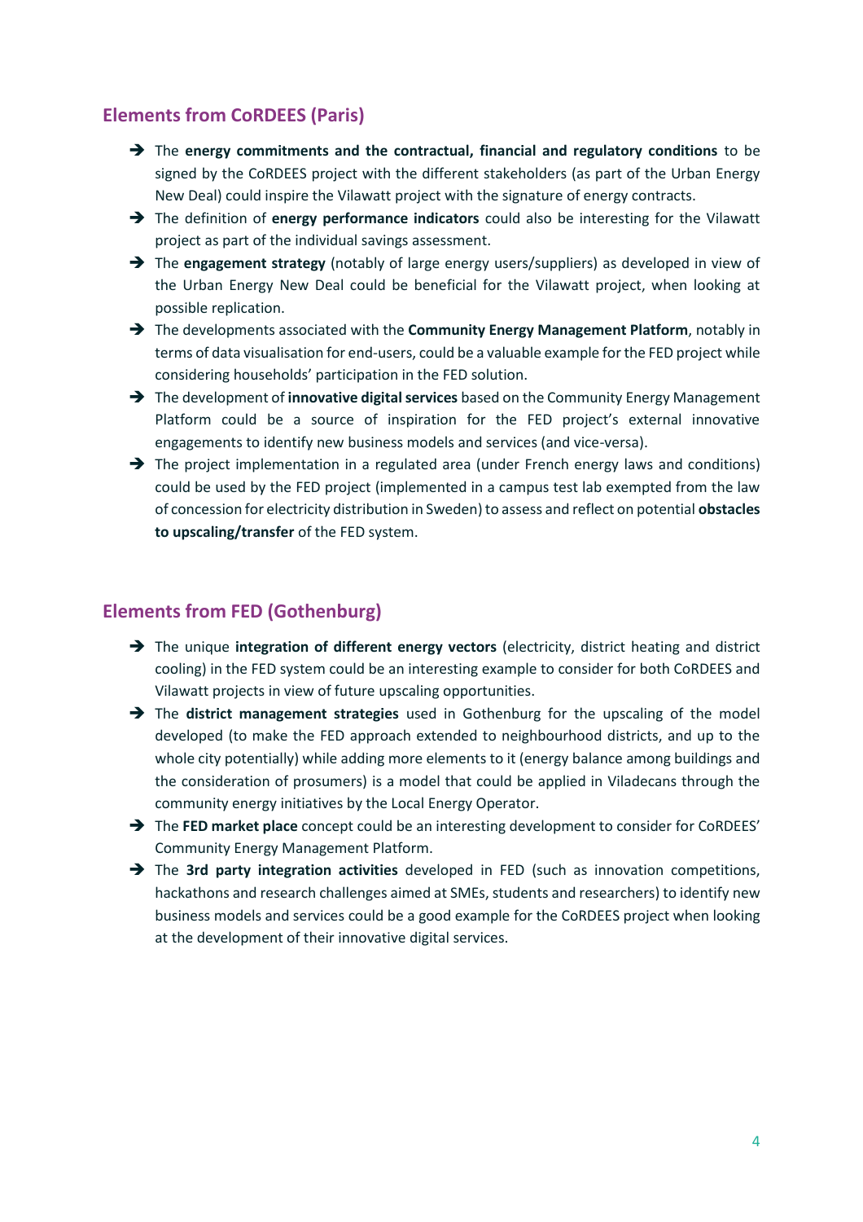## Elements from CoRDEES (Paris)

- The **energy commitments and the contractual, financial and regulatory conditions** to be signed by the CoRDEES project with the different stakeholders (as part of the Urban Energy New Deal) could inspire the Vilawatt project with the signature of energy contracts.
- The definition of **energy performance indicators** could also be interesting for the Vilawatt project as part of the individual savings assessment.
- The **engagement strategy** (notably of large energy users/suppliers) as developed in view of the Urban Energy New Deal could be beneficial for the Vilawatt project, when looking at possible replication.
- The developments associated with the **Community Energy Management Platform**, notably in terms of data visualisation for end-users, could be a valuable example for the FED project while considering households' participation in the FED solution.
- The development of **innovative digital services** based on the Community Energy Management Platform could be a source of inspiration for the FED project's external innovative engagements to identify new business models and services (and vice-versa).
- The project implementation in a regulated area (under French energy laws and conditions) could be used by the FED project (implemented in a campus test lab exempted from the law of concession for electricity distribution in Sweden) to assess and reflect on potential **obstacles to upscaling/transfer** of the FED system.

## Elements from FED (Gothenburg)

- The unique **integration of different energy vectors** (electricity, district heating and district cooling) in the FED system could be an interesting example to consider for both CoRDEES and Vilawatt projects in view of future upscaling opportunities.
- The **district management strategies** used in Gothenburg for the upscaling of the model developed (to make the FED approach extended to neighbourhood districts, and up to the whole city potentially) while adding more elements to it (energy balance among buildings and the consideration of prosumers) is a model that could be applied in Viladecans through the community energy initiatives by the Local Energy Operator.
- The **FED market place** concept could be an interesting development to consider for CoRDEES' Community Energy Management Platform.
- The **3rd party integration activities** developed in FED (such as innovation competitions, hackathons and research challenges aimed at SMEs, students and researchers) to identify new business models and services could be a good example for the CoRDEES project when looking at the development of their innovative digital services.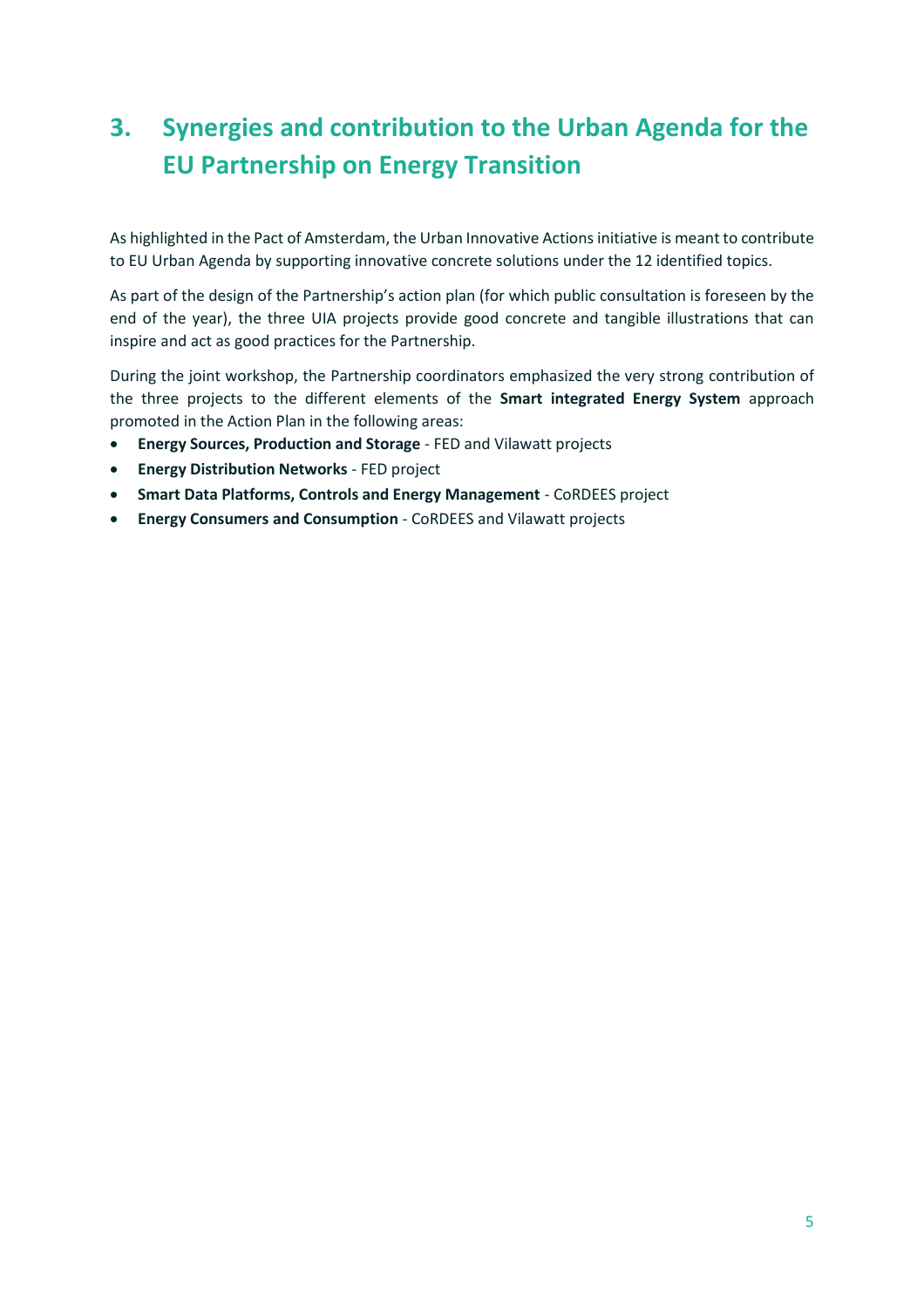# 3. Synergies and contribution to the Urban Agenda for the EU Partnership on Energy Transition

As highlighted in the Pact of Amsterdam, the Urban Innovative Actions initiative is meant to contribute to EU Urban Agenda by supporting innovative concrete solutions under the 12 identified topics.

As part of the design of the Partnership's action plan (for which public consultation is foreseen by the end of the year), the three UIA projects provide good concrete and tangible illustrations that can inspire and act as good practices for the Partnership.

During the joint workshop, the Partnership coordinators emphasized the very strong contribution of the three projects to the different elements of the **Smart integrated Energy System** approach promoted in the Action Plan in the following areas:

- **Energy Sources, Production and Storage** - FED and Vilawatt projects
- **Energy Distribution Networks** - FED project
- **Smart Data Platforms, Controls and Energy Management** - CoRDEES project
- **Energy Consumers and Consumption** - CoRDEES and Vilawatt projects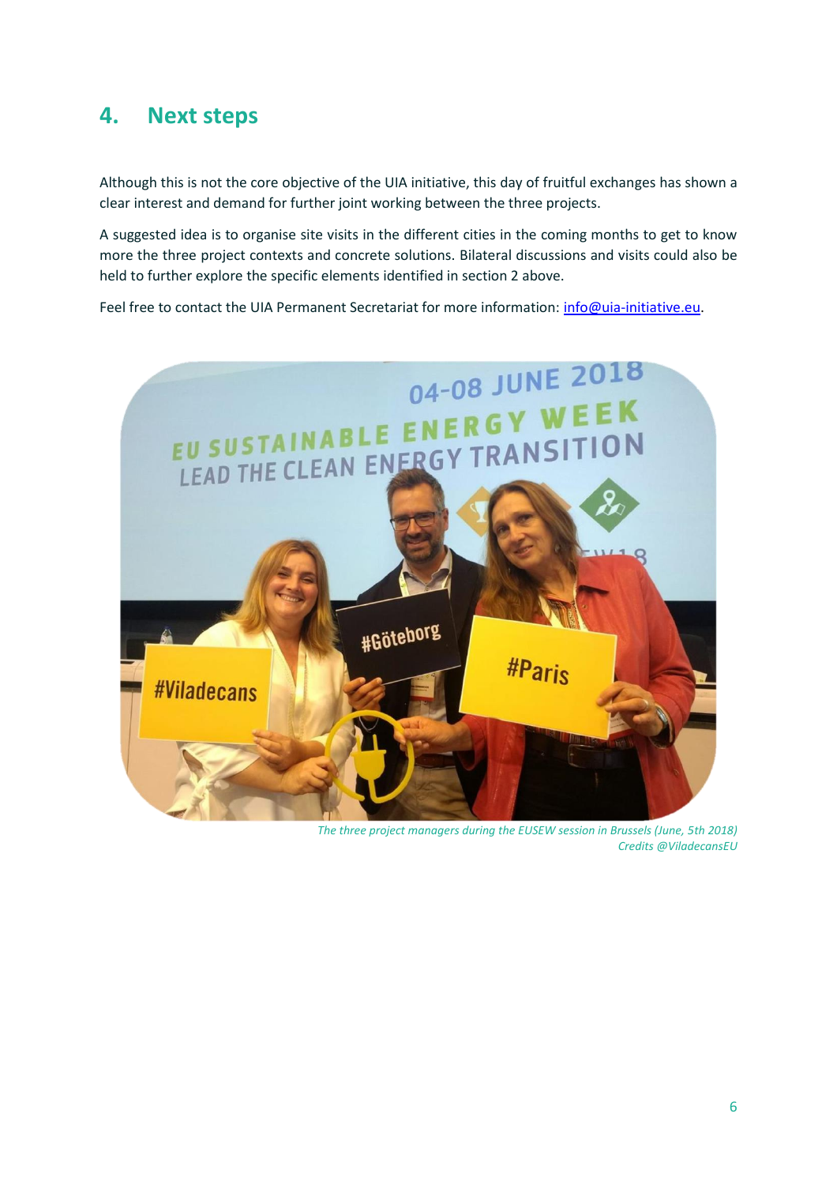## 4. Next steps

Although this is not the core objective of the UIA initiative, this day of fruitful exchanges has shown a clear interest and demand for further joint working between the three projects.

A suggested idea is to organise site visits in the different cities in the coming months to get to know more the three project contexts and concrete solutions. Bilateral discussions and visits could also be held to further explore the specific elements identified in section 2 above.

Feel free to contact the UIA Permanent Secretariat for more information: [info@uia-initiative.eu](mailto:info@uia-initiative.eu).

*The three project managers during the EUSEW session in Brussels (June, 5th 2018)*
*Credits @ViladecansEU*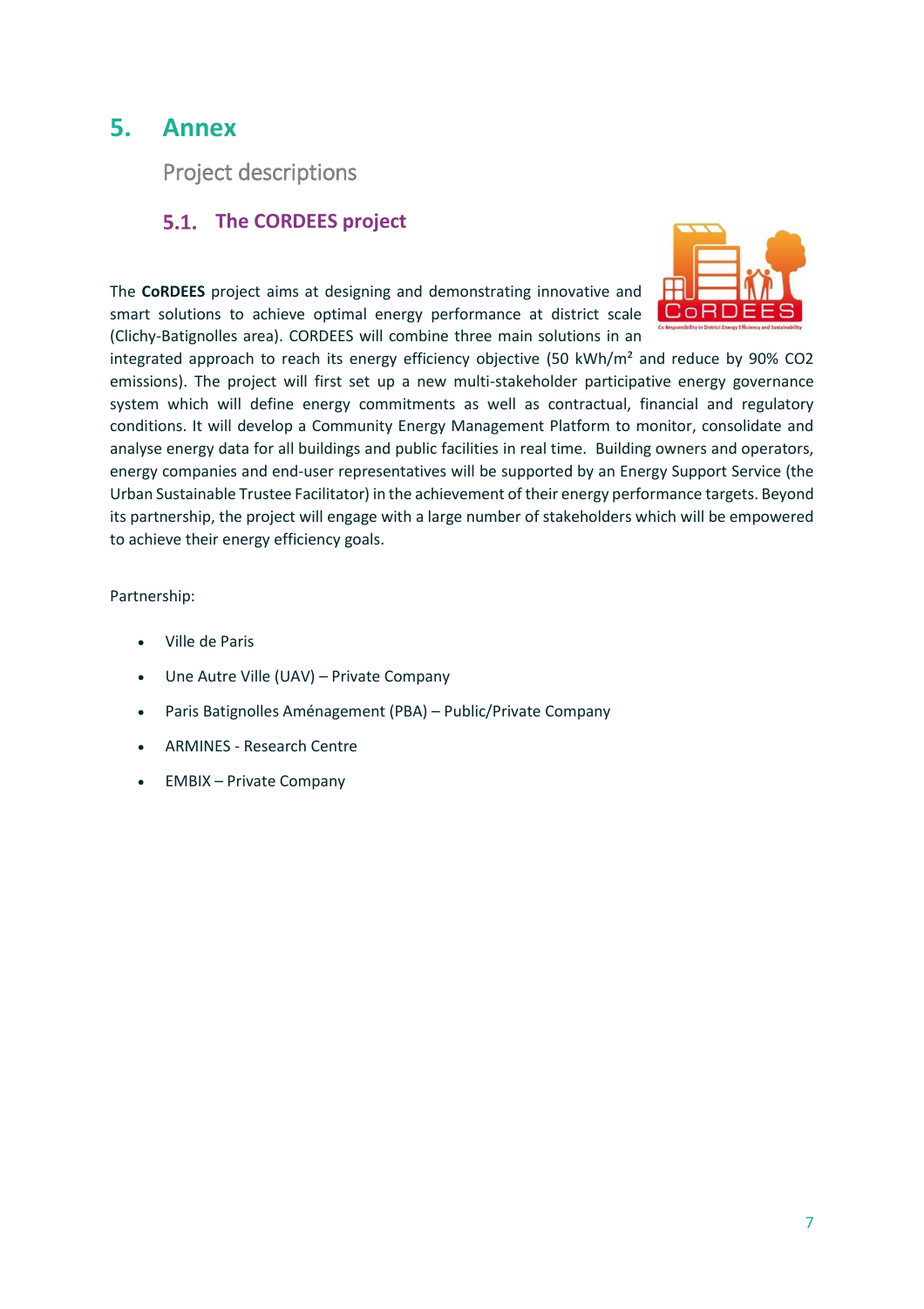# 5. Annex

Project descriptions

## 5.1. The CORDEES project

The **CoRDEES** project aims at designing and demonstrating innovative and smart solutions to achieve optimal energy performance at district scale (Clichy-Batignolles area). CORDEES will combine three main solutions in an integrated approach to reach its energy efficiency objective (50 kWh/m² and reduce by 90% $CO_2$ emissions). The project will first set up a new multi-stakeholder participative energy governance system which will define energy commitments as well as contractual, financial and regulatory conditions. It will develop a Community Energy Management Platform to monitor, consolidate and analyse energy data for all buildings and public facilities in real time. Building owners and operators, energy companies and end-user representatives will be supported by an Energy Support Service (the Urban Sustainable Trustee Facilitator) in the achievement of their energy performance targets. Beyond its partnership, the project will engage with a large number of stakeholders which will be empowered to achieve their energy efficiency goals.

Partnership:

- Ville de Paris
- Une Autre Ville (UAV) – Private Company
- Paris Batignolles Aménagement (PBA) – Public/Private Company
- ARMINES - Research Centre
- EMBIX – Private Company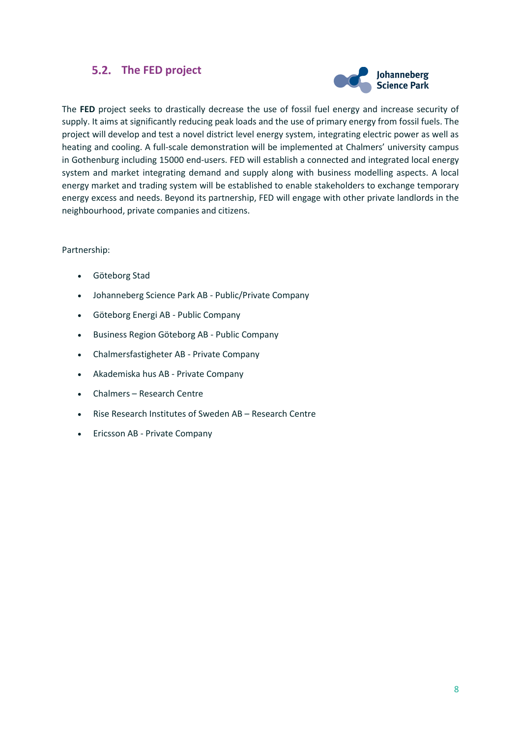## 5.2. The FED project

The **FED** project seeks to drastically decrease the use of fossil fuel energy and increase security of supply. It aims at significantly reducing peak loads and the use of primary energy from fossil fuels. The project will develop and test a novel district level energy system, integrating electric power as well as heating and cooling. A full-scale demonstration will be implemented at Chalmers' university campus in Gothenburg including 15000 end-users. FED will establish a connected and integrated local energy system and market integrating demand and supply along with business modelling aspects. A local energy market and trading system will be established to enable stakeholders to exchange temporary energy excess and needs. Beyond its partnership, FED will engage with other private landlords in the neighbourhood, private companies and citizens.

Partnership:

- Göteborg Stad
- Johanneberg Science Park AB - Public/Private Company
- Göteborg Energi AB - Public Company
- Business Region Göteborg AB - Public Company
- Chalmersfastigheter AB - Private Company
- Akademiska hus AB - Private Company
- Chalmers – Research Centre
- Rise Research Institutes of Sweden AB – Research Centre
- Ericsson AB - Private Company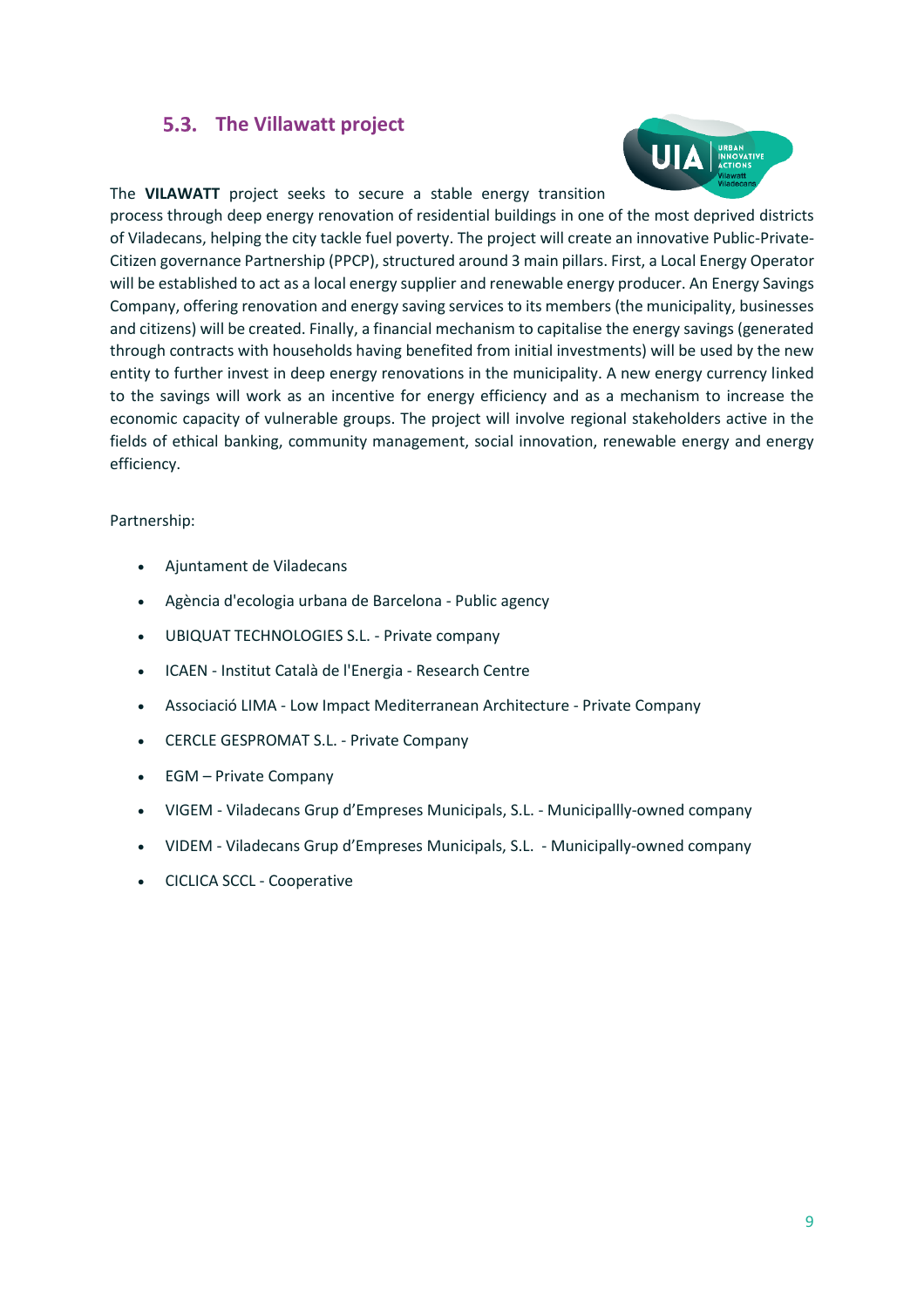## 5.3. The Villawatt project

The **VILAWATT** project seeks to secure a stable energy transition process through deep energy renovation of residential buildings in one of the most deprived districts of Viladecans, helping the city tackle fuel poverty. The project will create an innovative Public-Private-Citizen governance Partnership (PPCP), structured around 3 main pillars. First, a Local Energy Operator will be established to act as a local energy supplier and renewable energy producer. An Energy Savings Company, offering renovation and energy saving services to its members (the municipality, businesses and citizens) will be created. Finally, a financial mechanism to capitalise the energy savings (generated through contracts with households having benefited from initial investments) will be used by the new entity to further invest in deep energy renovations in the municipality. A new energy currency linked to the savings will work as an incentive for energy efficiency and as a mechanism to increase the economic capacity of vulnerable groups. The project will involve regional stakeholders active in the fields of ethical banking, community management, social innovation, renewable energy and energy efficiency.

Partnership:

- Ajuntament de Viladecans
- Agència d'ecologia urbana de Barcelona - Public agency
- UBIQUAT TECHNOLOGIES S.L. - Private company
- ICAEN - Institut Català de l'Energia - Research Centre
- Associació LIMA - Low Impact Mediterranean Architecture - Private Company
- CERCLE GESPROMAT S.L. - Private Company
- EGM – Private Company
- VIGEM - Viladecans Grup d'Empreses Municipals, S.L. - Municipallly-owned company
- VIDEM - Viladecans Grup d'Empreses Municipals, S.L. - Municipally-owned company
- CICLICA SCCL - Cooperative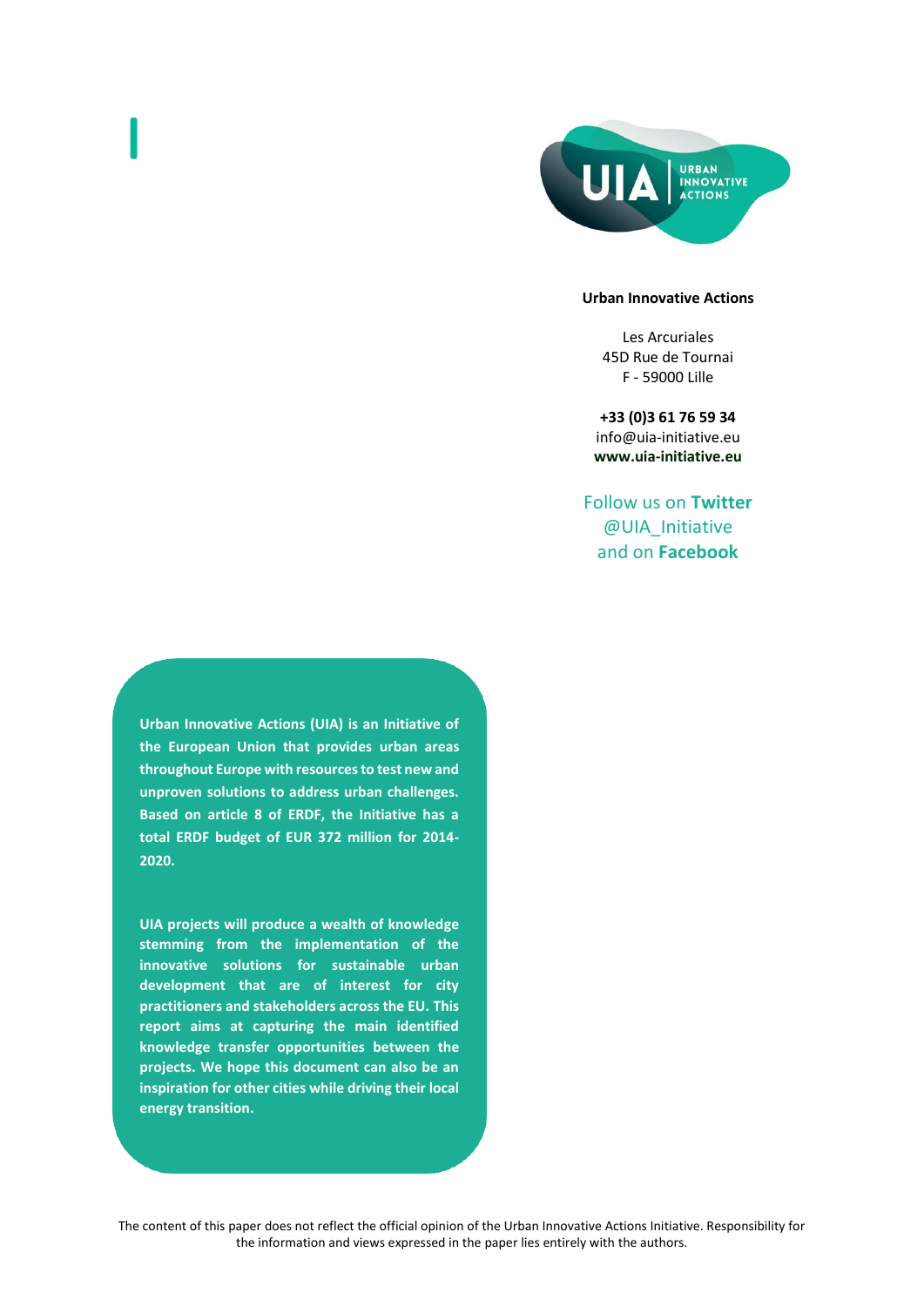**Urban Innovative Actions**

Les Arcuriales
45D Rue de Tournai
F - 59000 Lille

**+33 (0)3 61 76 59 34**
info@uia-initiative.eu
**www.uia-initiative.eu**

Follow us on **Twitter**
@UIA_Initiative
and on **Facebook**

**Urban Innovative Actions (UIA) is an Initiative of the European Union that provides urban areas throughout Europe with resources to test new and unproven solutions to address urban challenges. Based on article 8 of ERDF, the Initiative has a total ERDF budget of EUR 372 million for 2014-2020.**

**UIA projects will produce a wealth of knowledge stemming from the implementation of the innovative solutions for sustainable urban development that are of interest for city practitioners and stakeholders across the EU. This report aims at capturing the main identified knowledge transfer opportunities between the projects. We hope this document can also be an inspiration for other cities while driving their local energy transition.**

The content of this paper does not reflect the official opinion of the Urban Innovative Actions Initiative. Responsibility for the information and views expressed in the paper lies entirely with the authors.